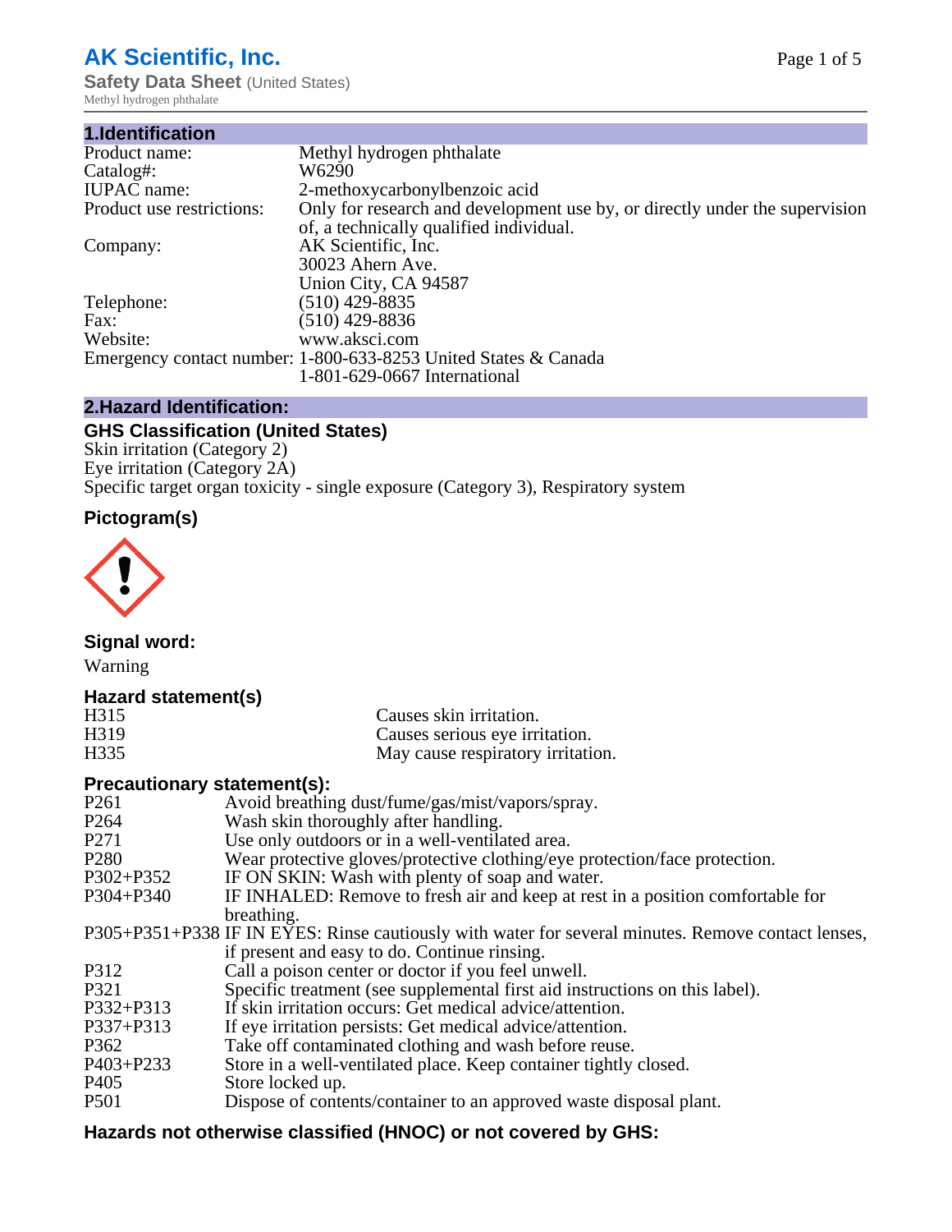# AK Scientific, Inc.

**Safety Data Sheet** (United States)
Methyl hydrogen phthalate

## 1.Identification

| | |
|---|---|
| Product name: | Methyl hydrogen phthalate |
| Catalog#: | W6290 |
| IUPAC name: | 2-methoxycarbonylbenzoic acid |
| Product use restrictions: | Only for research and development use by, or directly under the supervision of, a technically qualified individual. |
| Company: | AK Scientific, Inc.<br>30023 Ahern Ave.<br>Union City, CA 94587 |
| Telephone: | (510) 429-8835 |
| Fax: | (510) 429-8836 |
| Website: | www.aksci.com |
| Emergency contact number: | 1-800-633-8253 United States & Canada<br>1-801-629-0667 International |

## 2.Hazard Identification:

### GHS Classification (United States)

Skin irritation (Category 2)
Eye irritation (Category 2A)
Specific target organ toxicity - single exposure (Category 3), Respiratory system

### Pictogram(s)

### Signal word:

Warning

### Hazard statement(s)

| | |
|---|---|
| H315 | Causes skin irritation. |
| H319 | Causes serious eye irritation. |
| H335 | May cause respiratory irritation. |

### Precautionary statement(s):

| | |
|---|---|
| P261 | Avoid breathing dust/fume/gas/mist/vapors/spray. |
| P264 | Wash skin thoroughly after handling. |
| P271 | Use only outdoors or in a well-ventilated area. |
| P280 | Wear protective gloves/protective clothing/eye protection/face protection. |
| P302+P352 | IF ON SKIN: Wash with plenty of soap and water. |
| P304+P340 | IF INHALED: Remove to fresh air and keep at rest in a position comfortable for breathing. |
| P305+P351+P338 | IF IN EYES: Rinse cautiously with water for several minutes. Remove contact lenses, if present and easy to do. Continue rinsing. |
| P312 | Call a poison center or doctor if you feel unwell. |
| P321 | Specific treatment (see supplemental first aid instructions on this label). |
| P332+P313 | If skin irritation occurs: Get medical advice/attention. |
| P337+P313 | If eye irritation persists: Get medical advice/attention. |
| P362 | Take off contaminated clothing and wash before reuse. |
| P403+P233 | Store in a well-ventilated place. Keep container tightly closed. |
| P405 | Store locked up. |
| P501 | Dispose of contents/container to an approved waste disposal plant. |

### Hazards not otherwise classified (HNOC) or not covered by GHS: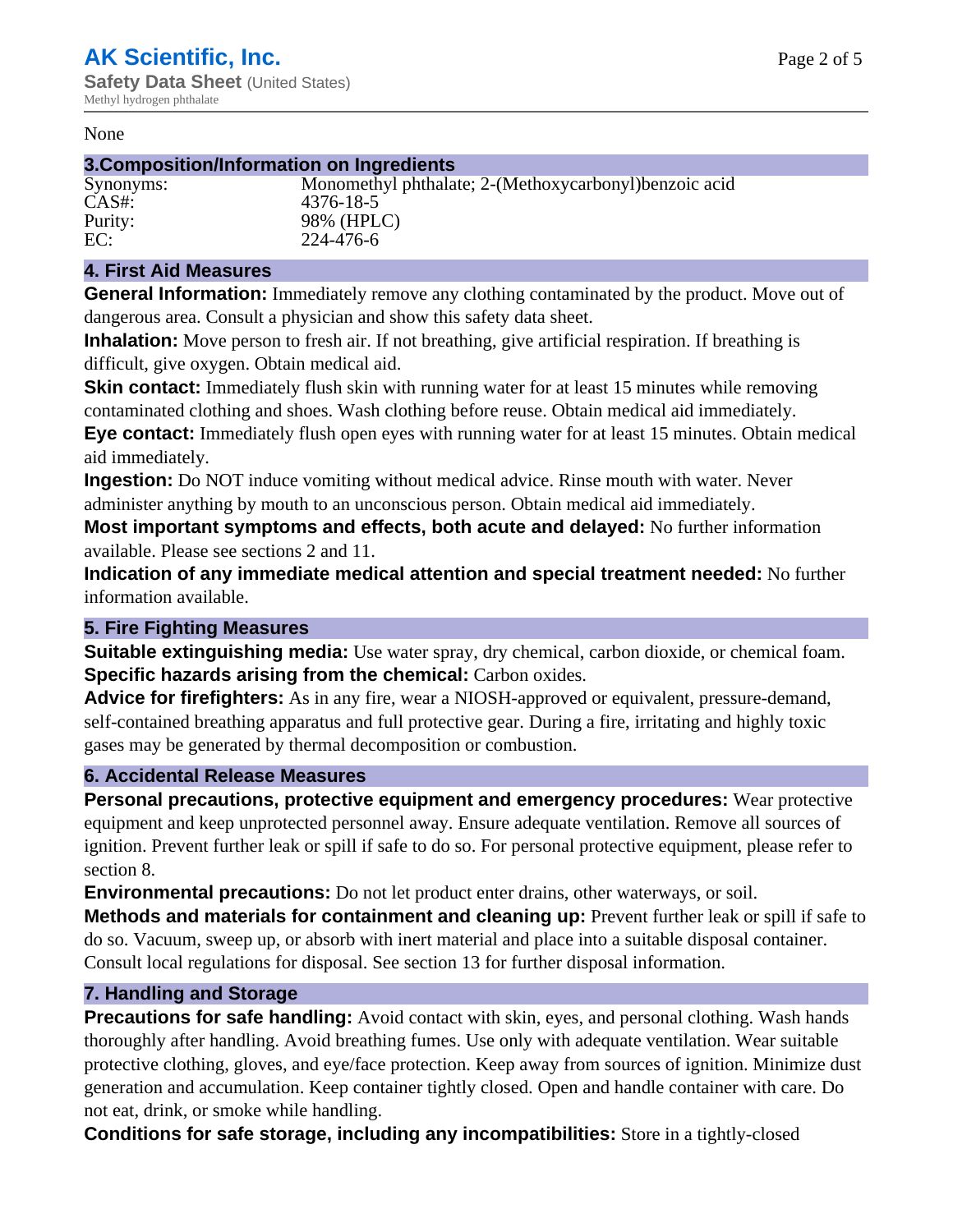None

## 3.Composition/Information on Ingredients

| | |
|---|---|
| Synonyms: | Monomethyl phthalate; 2-(Methoxycarbonyl)benzoic acid |
| CAS#: | 4376-18-5 |
| Purity: | 98% (HPLC) |
| EC: | 224-476-6 |

## 4. First Aid Measures

**General Information:** Immediately remove any clothing contaminated by the product. Move out of dangerous area. Consult a physician and show this safety data sheet.

**Inhalation:** Move person to fresh air. If not breathing, give artificial respiration. If breathing is difficult, give oxygen. Obtain medical aid.

**Skin contact:** Immediately flush skin with running water for at least 15 minutes while removing contaminated clothing and shoes. Wash clothing before reuse. Obtain medical aid immediately.

**Eye contact:** Immediately flush open eyes with running water for at least 15 minutes. Obtain medical aid immediately.

**Ingestion:** Do NOT induce vomiting without medical advice. Rinse mouth with water. Never administer anything by mouth to an unconscious person. Obtain medical aid immediately.

**Most important symptoms and effects, both acute and delayed:** No further information available. Please see sections 2 and 11.

**Indication of any immediate medical attention and special treatment needed:** No further information available.

## 5. Fire Fighting Measures

**Suitable extinguishing media:** Use water spray, dry chemical, carbon dioxide, or chemical foam.

**Specific hazards arising from the chemical:** Carbon oxides.

**Advice for firefighters:** As in any fire, wear a NIOSH-approved or equivalent, pressure-demand, self-contained breathing apparatus and full protective gear. During a fire, irritating and highly toxic gases may be generated by thermal decomposition or combustion.

## 6. Accidental Release Measures

**Personal precautions, protective equipment and emergency procedures:** Wear protective equipment and keep unprotected personnel away. Ensure adequate ventilation. Remove all sources of ignition. Prevent further leak or spill if safe to do so. For personal protective equipment, please refer to section 8.

**Environmental precautions:** Do not let product enter drains, other waterways, or soil.

**Methods and materials for containment and cleaning up:** Prevent further leak or spill if safe to do so. Vacuum, sweep up, or absorb with inert material and place into a suitable disposal container. Consult local regulations for disposal. See section 13 for further disposal information.

## 7. Handling and Storage

**Precautions for safe handling:** Avoid contact with skin, eyes, and personal clothing. Wash hands thoroughly after handling. Avoid breathing fumes. Use only with adequate ventilation. Wear suitable protective clothing, gloves, and eye/face protection. Keep away from sources of ignition. Minimize dust generation and accumulation. Keep container tightly closed. Open and handle container with care. Do not eat, drink, or smoke while handling.

**Conditions for safe storage, including any incompatibilities:** Store in a tightly-closed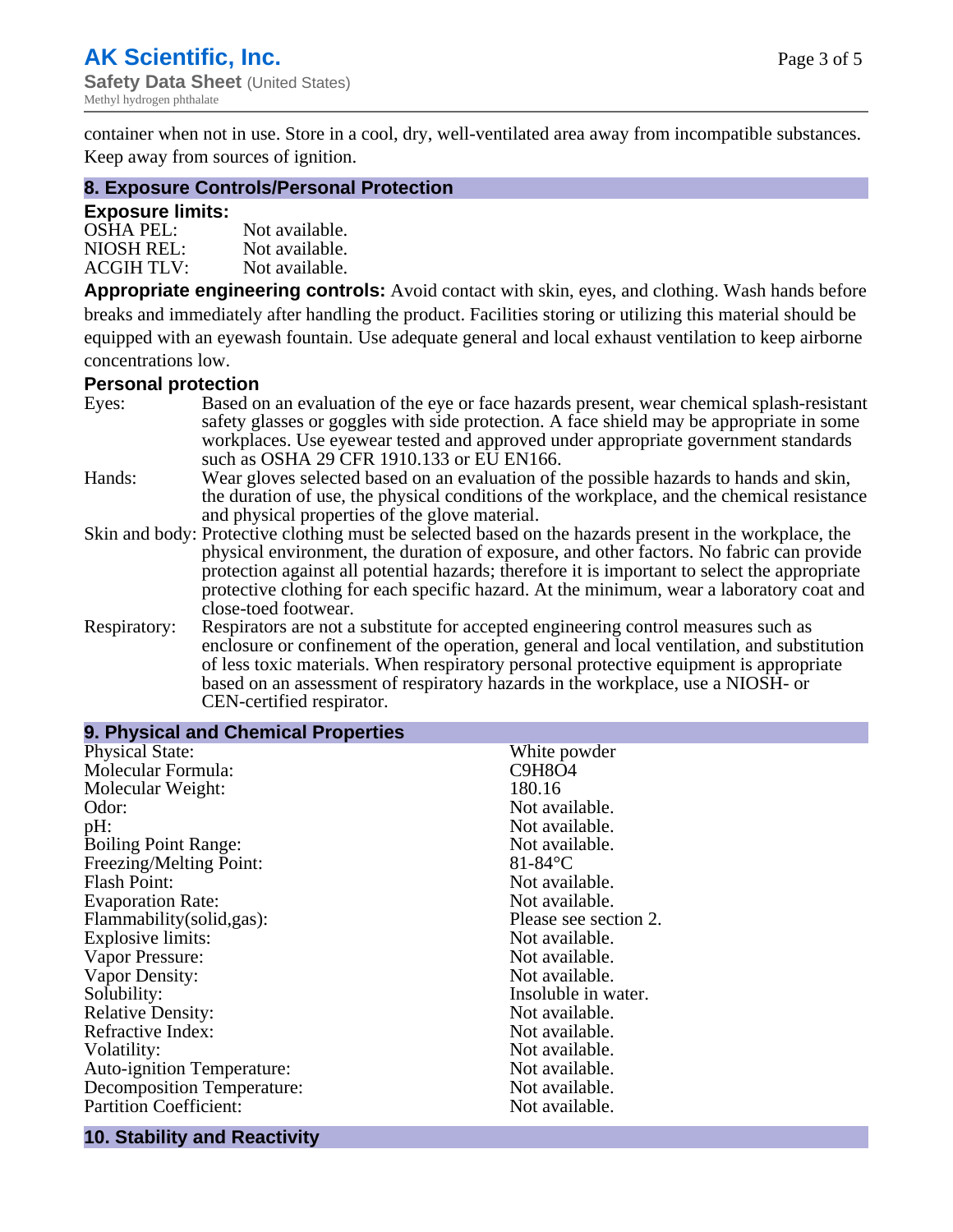container when not in use. Store in a cool, dry, well-ventilated area away from incompatible substances. Keep away from sources of ignition.

## 8. Exposure Controls/Personal Protection

### Exposure limits:

| | |
|---|---|
| OSHA PEL: | Not available. |
| NIOSH REL: | Not available. |
| ACGIH TLV: | Not available. |

**Appropriate engineering controls:** Avoid contact with skin, eyes, and clothing. Wash hands before breaks and immediately after handling the product. Facilities storing or utilizing this material should be equipped with an eyewash fountain. Use adequate general and local exhaust ventilation to keep airborne concentrations low.

### Personal protection

| | |
|---|---|
| Eyes: | Based on an evaluation of the eye or face hazards present, wear chemical splash-resistant safety glasses or goggles with side protection. A face shield may be appropriate in some workplaces. Use eyewear tested and approved under appropriate government standards such as OSHA 29 CFR 1910.133 or EU EN166. |
| Hands: | Wear gloves selected based on an evaluation of the possible hazards to hands and skin, the duration of use, the physical conditions of the workplace, and the chemical resistance and physical properties of the glove material. |
| Skin and body: | Protective clothing must be selected based on the hazards present in the workplace, the physical environment, the duration of exposure, and other factors. No fabric can provide protection against all potential hazards; therefore it is important to select the appropriate protective clothing for each specific hazard. At the minimum, wear a laboratory coat and close-toed footwear. |
| Respiratory: | Respirators are not a substitute for accepted engineering control measures such as enclosure or confinement of the operation, general and local ventilation, and substitution of less toxic materials. When respiratory personal protective equipment is appropriate based on an assessment of respiratory hazards in the workplace, use a NIOSH- or CEN-certified respirator. |

## 9. Physical and Chemical Properties

| | |
|---|---|
| Physical State: | White powder |
| Molecular Formula: | C9H8O4 |
| Molecular Weight: | 180.16 |
| Odor: | Not available. |
| pH: | Not available. |
| Boiling Point Range: | Not available. |
| Freezing/Melting Point: | 81-84°C |
| Flash Point: | Not available. |
| Evaporation Rate: | Not available. |
| Flammability(solid,gas): | Please see section 2. |
| Explosive limits: | Not available. |
| Vapor Pressure: | Not available. |
| Vapor Density: | Not available. |
| Solubility: | Insoluble in water. |
| Relative Density: | Not available. |
| Refractive Index: | Not available. |
| Volatility: | Not available. |
| Auto-ignition Temperature: | Not available. |
| Decomposition Temperature: | Not available. |
| Partition Coefficient: | Not available. |

## 10. Stability and Reactivity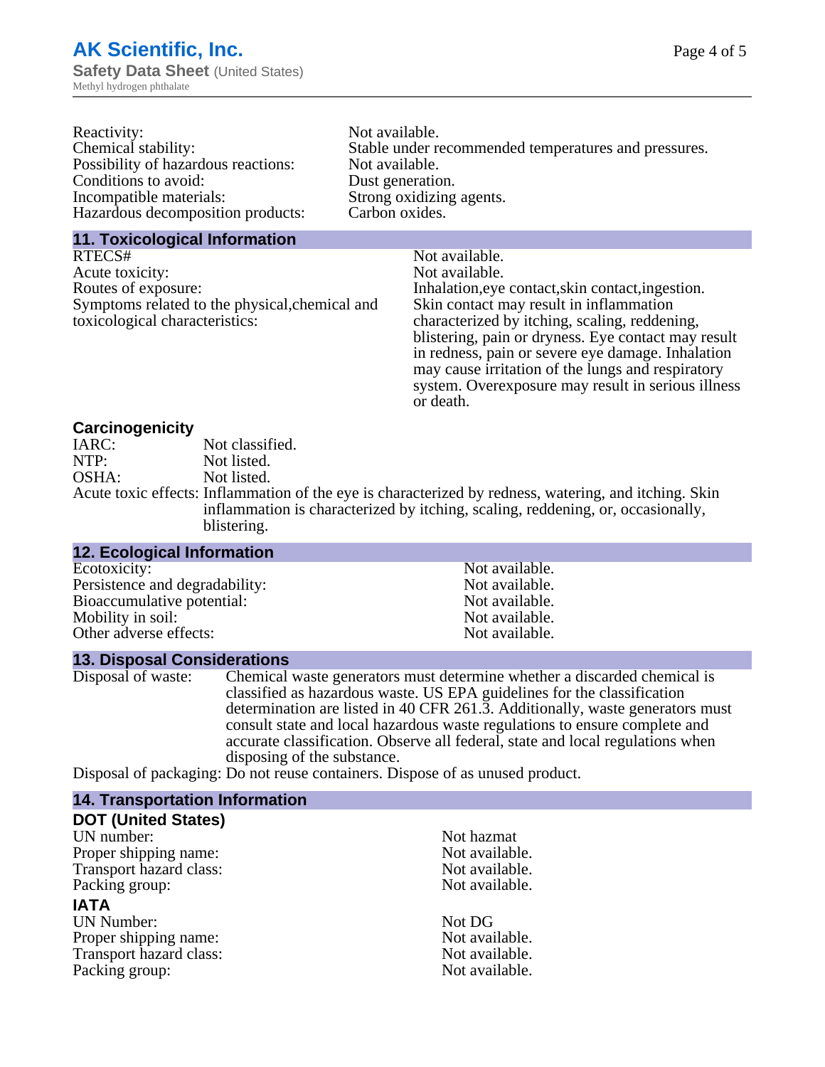Reactivity: Not available.
Chemical stability: Stable under recommended temperatures and pressures.
Possibility of hazardous reactions: Not available.
Conditions to avoid: Dust generation.
Incompatible materials: Strong oxidizing agents.
Hazardous decomposition products: Carbon oxides.

## 11. Toxicological Information

RTECS#: Not available.
Acute toxicity: Not available.
Routes of exposure: Inhalation,eye contact,skin contact,ingestion.
Symptoms related to the physical,chemical and toxicological characteristics: Skin contact may result in inflammation characterized by itching, scaling, reddening, blistering, pain or dryness. Eye contact may result in redness, pain or severe eye damage. Inhalation may cause irritation of the lungs and respiratory system. Overexposure may result in serious illness or death.

### Carcinogenicity

IARC: Not classified.
NTP: Not listed.
OSHA: Not listed.
Acute toxic effects: Inflammation of the eye is characterized by redness, watering, and itching. Skin inflammation is characterized by itching, scaling, reddening, or, occasionally, blistering.

## 12. Ecological Information

Ecotoxicity: Not available.
Persistence and degradability: Not available.
Bioaccumulative potential: Not available.
Mobility in soil: Not available.
Other adverse effects: Not available.

## 13. Disposal Considerations

Disposal of waste: Chemical waste generators must determine whether a discarded chemical is classified as hazardous waste. US EPA guidelines for the classification determination are listed in 40 CFR 261.3. Additionally, waste generators must consult state and local hazardous waste regulations to ensure complete and accurate classification. Observe all federal, state and local regulations when disposing of the substance.
Disposal of packaging: Do not reuse containers. Dispose of as unused product.

## 14. Transportation Information

### DOT (United States)

UN number: Not hazmat
Proper shipping name: Not available.
Transport hazard class: Not available.
Packing group: Not available.

### IATA

UN Number: Not DG
Proper shipping name: Not available.
Transport hazard class: Not available.
Packing group: Not available.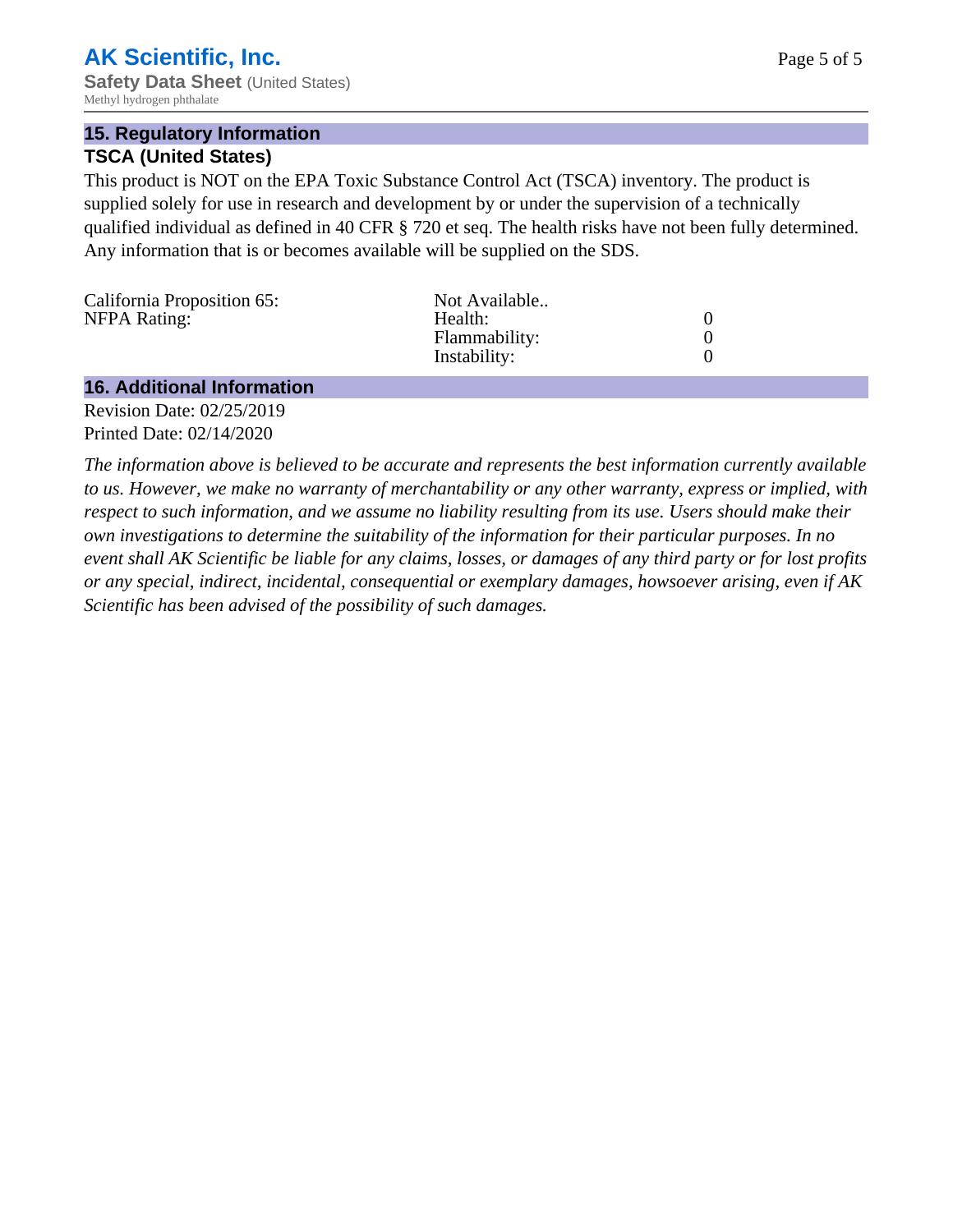## 15. Regulatory Information

### TSCA (United States)

This product is NOT on the EPA Toxic Substance Control Act (TSCA) inventory. The product is supplied solely for use in research and development by or under the supervision of a technically qualified individual as defined in 40 CFR § 720 et seq. The health risks have not been fully determined. Any information that is or becomes available will be supplied on the SDS.

| | | |
|---|---|---|
| California Proposition 65: | Not Available.. | |
| NFPA Rating: | Health: | 0 |
| | Flammability: | 0 |
| | Instability: | 0 |

## 16. Additional Information

Revision Date: 02/25/2019
Printed Date: 02/14/2020

*The information above is believed to be accurate and represents the best information currently available to us. However, we make no warranty of merchantability or any other warranty, express or implied, with respect to such information, and we assume no liability resulting from its use. Users should make their own investigations to determine the suitability of the information for their particular purposes. In no event shall AK Scientific be liable for any claims, losses, or damages of any third party or for lost profits or any special, indirect, incidental, consequential or exemplary damages, howsoever arising, even if AK Scientific has been advised of the possibility of such damages.*